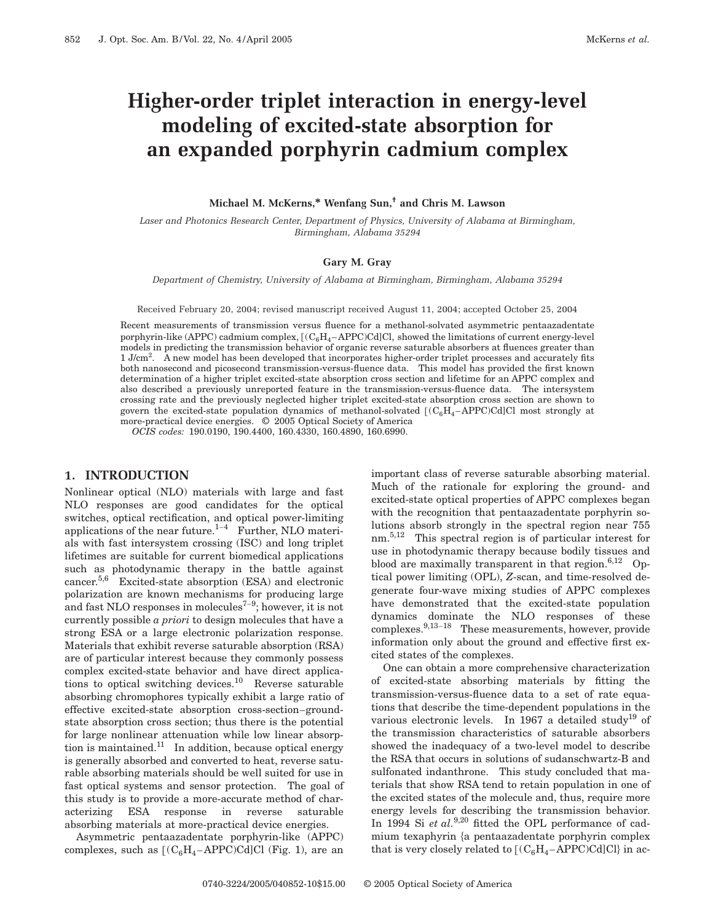# Higher-order triplet interaction in energy-level modeling of excited-state absorption for an expanded porphyrin cadmium complex

**Michael M. McKerns,\* Wenfang Sun,† and Chris M. Lawson**

*Laser and Photonics Research Center, Department of Physics, University of Alabama at Birmingham, Birmingham, Alabama 35294*

**Gary M. Gray**

*Department of Chemistry, University of Alabama at Birmingham, Birmingham, Alabama 35294*

Received February 20, 2004; revised manuscript received August 11, 2004; accepted October 25, 2004

Recent measurements of transmission versus fluence for a methanol-solvated asymmetric pentaazadentate porphyrin-like (APPC) cadmium complex, $[(C_6H_4-APPC)Cd]Cl$, showed the limitations of current energy-level models in predicting the transmission behavior of organic reverse saturable absorbers at fluences greater than 1 $J/cm^2$. A new model has been developed that incorporates higher-order triplet processes and accurately fits both nanosecond and picosecond transmission-versus-fluence data. This model has provided the first known determination of a higher triplet excited-state absorption cross section and lifetime for an APPC complex and also described a previously unreported feature in the transmission-versus-fluence data. The intersystem crossing rate and the previously neglected higher triplet excited-state absorption cross section are shown to govern the excited-state population dynamics of methanol-solvated $[(C_6H_4-APPC)Cd]Cl$ most strongly at more-practical device energies. © 2005 Optical Society of America

*OCIS codes:* 190.0190, 190.4400, 160.4330, 160.4890, 160.6990.

## 1. INTRODUCTION

Nonlinear optical (NLO) materials with large and fast NLO responses are good candidates for the optical switches, optical rectification, and optical power-limiting applications of the near future.[1–4] Further, NLO materials with fast intersystem crossing (ISC) and long triplet lifetimes are suitable for current biomedical applications such as photodynamic therapy in the battle against cancer.[5,6] Excited-state absorption (ESA) and electronic polarization are known mechanisms for producing large and fast NLO responses in molecules[7–9]; however, it is not currently possible *a priori* to design molecules that have a strong ESA or a large electronic polarization response. Materials that exhibit reverse saturable absorption (RSA) are of particular interest because they commonly possess complex excited-state behavior and have direct applications to optical switching devices.[10] Reverse saturable absorbing chromophores typically exhibit a large ratio of effective excited-state absorption cross-section–ground-state absorption cross section; thus there is the potential for large nonlinear attenuation while low linear absorption is maintained.[11] In addition, because optical energy is generally absorbed and converted to heat, reverse saturable absorbing materials should be well suited for use in fast optical systems and sensor protection. The goal of this study is to provide a more-accurate method of characterizing ESA response in reverse saturable absorbing materials at more-practical device energies.

Asymmetric pentaazadentate porphyrin-like (APPC) complexes, such as $[(C_6H_4-APPC)Cd]Cl$ (Fig. 1), are an important class of reverse saturable absorbing material. Much of the rationale for exploring the ground- and excited-state optical properties of APPC complexes began with the recognition that pentaazadentate porphyrin solutions absorb strongly in the spectral region near 755 nm.[5,12] This spectral region is of particular interest for use in photodynamic therapy because bodily tissues and blood are maximally transparent in that region.[6,12] Optical power limiting (OPL), *Z*-scan, and time-resolved degenerate four-wave mixing studies of APPC complexes have demonstrated that the excited-state population dynamics dominate the NLO responses of these complexes.[9,13–18] These measurements, however, provide information only about the ground and effective first excited states of the complexes.

One can obtain a more comprehensive characterization of excited-state absorbing materials by fitting the transmission-versus-fluence data to a set of rate equations that describe the time-dependent populations in the various electronic levels. In 1967 a detailed study[19] of the transmission characteristics of saturable absorbers showed the inadequacy of a two-level model to describe the RSA that occurs in solutions of sudanschwartz-B and sulfonated indanthrone. This study concluded that materials that show RSA tend to retain population in one of the excited states of the molecule and, thus, require more energy levels for describing the transmission behavior. In 1994 Si *et al.*[9,20] fitted the OPL performance of cadmium texaphyrin {a pentaazadentate porphyrin complex that is very closely related to $[(C_6H_4-APPC)Cd]Cl$} in ac-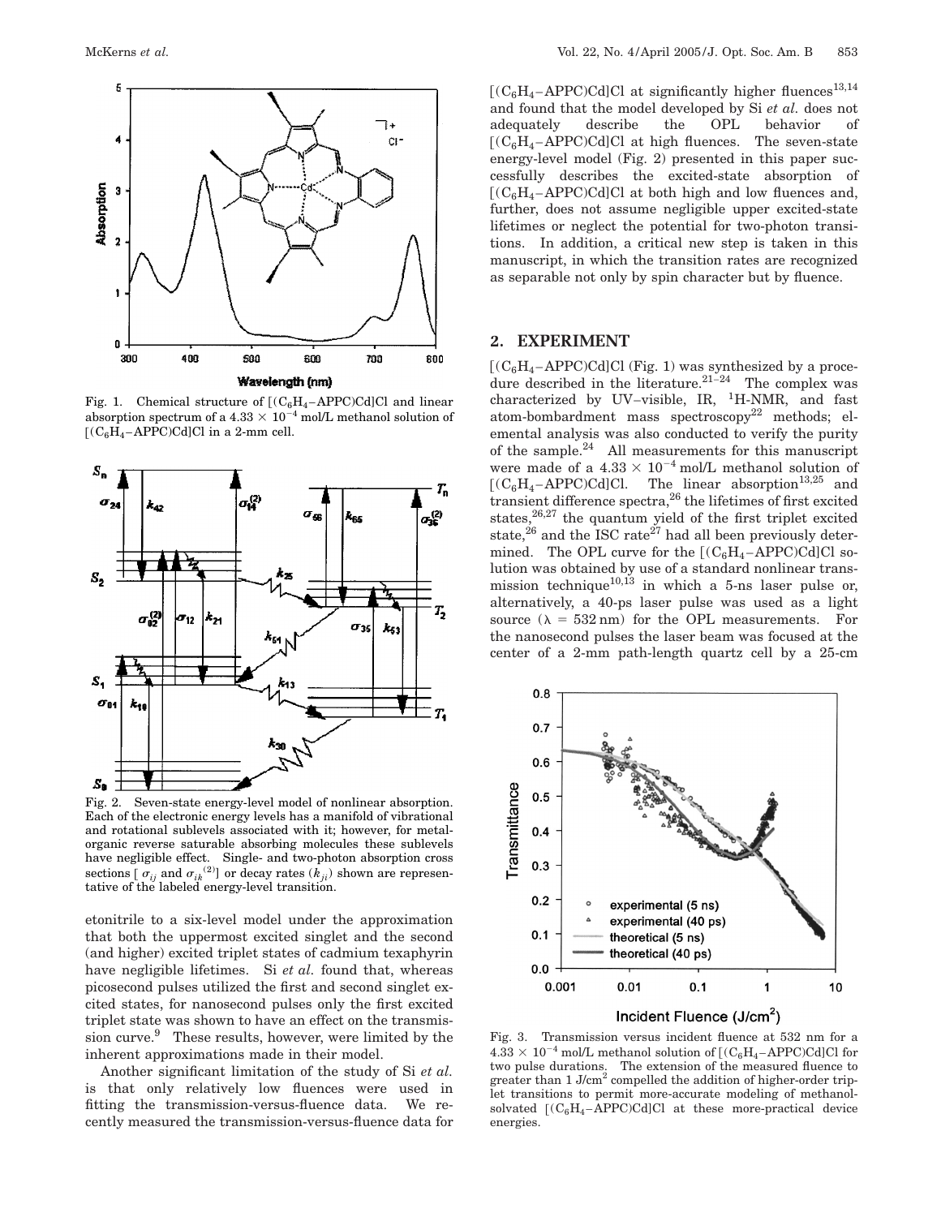Fig. 1. Chemical structure of $[(C_6H_4-APPC)Cd]Cl$ and linear absorption spectrum of a $4.33 \times 10^{-4}$ mol/L methanol solution of $[(C_6H_4-APPC)Cd]Cl$ in a 2-mm cell.

Fig. 2. Seven-state energy-level model of nonlinear absorption. Each of the electronic energy levels has a manifold of vibrational and rotational sublevels associated with it; however, for metal-organic reverse saturable absorbing molecules these sublevels have negligible effect. Single- and two-photon absorption cross sections [ $\sigma_{ij}$ and $\sigma_{ik}^{(2)}$] or decay rates ($k_{ji}$) shown are representative of the labeled energy-level transition.

etonitrile to a six-level model under the approximation that both the uppermost excited singlet and the second (and higher) excited triplet states of cadmium texaphyrin have negligible lifetimes. Si *et al.* found that, whereas picosecond pulses utilized the first and second singlet excited states, for nanosecond pulses only the first excited triplet state was shown to have an effect on the transmission curve.[9] These results, however, were limited by the inherent approximations made in their model.

Another significant limitation of the study of Si *et al.* is that only relatively low fluences were used in fitting the transmission-versus-fluence data. We recently measured the transmission-versus-fluence data for $[(C_6H_4-APPC)Cd]Cl$ at significantly higher fluences[13,14] and found that the model developed by Si *et al.* does not adequately describe the OPL behavior of $[(C_6H_4-APPC)Cd]Cl$ at high fluences. The seven-state energy-level model (Fig. 2) presented in this paper successfully describes the excited-state absorption of $[(C_6H_4-APPC)Cd]Cl$ at both high and low fluences and, further, does not assume negligible upper excited-state lifetimes or neglect the potential for two-photon transitions. In addition, a critical new step is taken in this manuscript, in which the transition rates are recognized as separable not only by spin character but by fluence.

## 2. EXPERIMENT

$[(C_6H_4-APPC)Cd]Cl$ (Fig. 1) was synthesized by a procedure described in the literature.[21–24] The complex was characterized by UV–visible, IR, $^1$H-NMR, and fast atom-bombardment mass spectroscopy[22] methods; elemental analysis was also conducted to verify the purity of the sample.[24] All measurements for this manuscript were made of a $4.33 \times 10^{-4}$ mol/L methanol solution of $[(C_6H_4-APPC)Cd]Cl$. The linear absorption[13,25] and transient difference spectra,[26] the lifetimes of first excited states,[26,27] the quantum yield of the first triplet excited state,[26] and the ISC rate[27] had all been previously determined. The OPL curve for the $[(C_6H_4-APPC)Cd]Cl$ solution was obtained by use of a standard nonlinear transmission technique[10,13] in which a 5-ns laser pulse or, alternatively, a 40-ps laser pulse was used as a light source ($\lambda = 532$ nm) for the OPL measurements. For the nanosecond pulses the laser beam was focused at the center of a 2-mm path-length quartz cell by a 25-cm

Fig. 3. Transmission versus incident fluence at 532 nm for a $4.33 \times 10^{-4}$ mol/L methanol solution of $[(C_6H_4-APPC)Cd]Cl$ for two pulse durations. The extension of the measured fluence to greater than 1 J/cm$^2$ compelled the addition of higher-order triplet transitions to permit more-accurate modeling of methanol-solvated $[(C_6H_4-APPC)Cd]Cl$ at these more-practical device energies.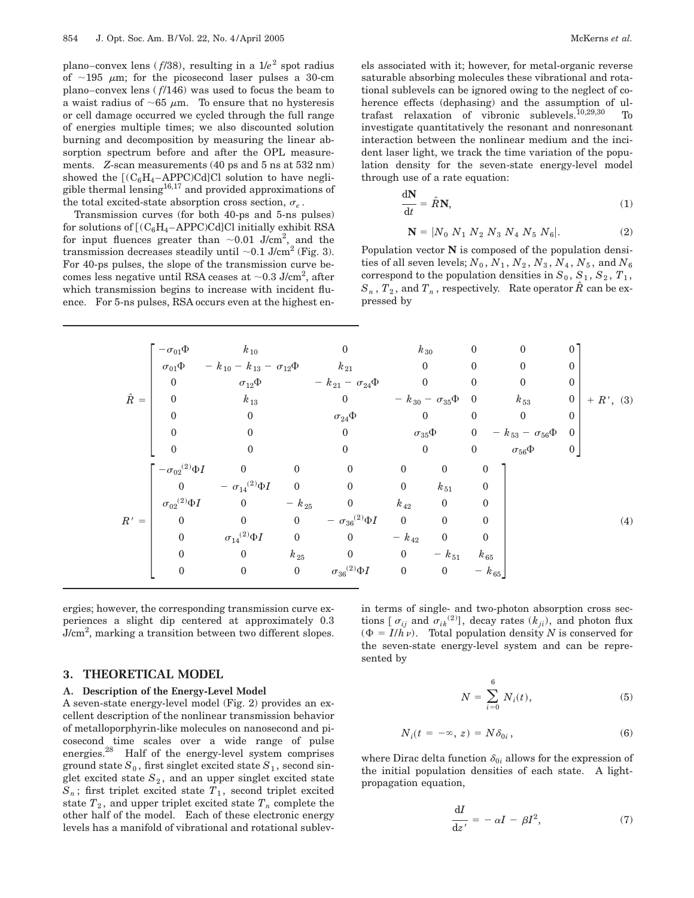plano–convex lens ($f/38$), resulting in a $1/e^2$ spot radius of $\sim$195 $\mu$m; for the picosecond laser pulses a 30-cm plano–convex lens ($f/146$) was used to focus the beam to a waist radius of $\sim$65 $\mu$m. To ensure that no hysteresis or cell damage occurred we cycled through the full range of energies multiple times; we also discounted solution burning and decomposition by measuring the linear absorption spectrum before and after the OPL measurements. $Z$-scan measurements (40 ps and 5 ns at 532 nm) showed the $[(C_6H_4\text{–APPC})Cd]Cl$ solution to have negligible thermal lensing[16,17] and provided approximations of the total excited-state absorption cross section, $\sigma_e$.

Transmission curves (for both 40-ps and 5-ns pulses) for solutions of $[(C_6H_4\text{–APPC})Cd]Cl$ initially exhibit RSA for input fluences greater than $\sim$0.01 J/cm$^2$, and the transmission decreases steadily until $\sim$0.1 J/cm$^2$ (Fig. 3). For 40-ps pulses, the slope of the transmission curve becomes less negative until RSA ceases at $\sim$0.3 J/cm$^2$, after which transmission begins to increase with incident fluence. For 5-ns pulses, RSA occurs even at the highest energies; however, the corresponding transmission curve experiences a slight dip centered at approximately 0.3 J/cm$^2$, marking a transition between two different slopes.

## 3. THEORETICAL MODEL

### A. Description of the Energy-Level Model

A seven-state energy-level model (Fig. 2) provides an excellent description of the nonlinear transmission behavior of metalloporphyrin-like molecules on nanosecond and picosecond time scales over a wide range of pulse energies.[28] Half of the energy-level system comprises ground state $S_0$, first singlet excited state $S_1$, second singlet excited state $S_2$, and an upper singlet excited state $S_n$; first triplet excited state $T_1$, second triplet excited state $T_2$, and upper triplet excited state $T_n$ complete the other half of the model. Each of these electronic energy levels has a manifold of vibrational and rotational sublevels associated with it; however, for metal-organic reverse saturable absorbing molecules these vibrational and rotational sublevels can be ignored owing to the neglect of coherence effects (dephasing) and the assumption of ultrafast relaxation of vibronic sublevels.[10,29,30] To investigate quantitatively the resonant and nonresonant interaction between the nonlinear medium and the incident laser light, we track the time variation of the population density for the seven-state energy-level model through use of a rate equation:

$$\frac{\mathrm{d}\mathbf{N}}{\mathrm{d}t} = \hat{R}\mathbf{N}, \tag{1}$$

$$\mathbf{N} = |N_0\ N_1\ N_2\ N_3\ N_4\ N_5\ N_6|. \tag{2}$$

Population vector $\mathbf{N}$ is composed of the population densities of all seven levels; $N_0$, $N_1$, $N_2$, $N_3$, $N_4$, $N_5$, and $N_6$ correspond to the population densities in $S_0$, $S_1$, $S_2$, $T_1$, $S_n$, $T_2$, and $T_n$, respectively. Rate operator $\hat{R}$ can be expressed by

$$\hat{R} = \begin{bmatrix} -\sigma_{01}\Phi & k_{10} & 0 & k_{30} & 0 & 0 & 0 \\ \sigma_{01}\Phi & -k_{10} - k_{13} - \sigma_{12}\Phi & k_{21} & 0 & 0 & 0 & 0 \\ 0 & \sigma_{12}\Phi & -k_{21} - \sigma_{24}\Phi & 0 & 0 & 0 & 0 \\ 0 & k_{13} & 0 & -k_{30} - \sigma_{35}\Phi & 0 & k_{53} & 0 \\ 0 & 0 & \sigma_{24}\Phi & 0 & 0 & 0 & 0 \\ 0 & 0 & 0 & \sigma_{35}\Phi & 0 & -k_{53} - \sigma_{56}\Phi & 0 \\ 0 & 0 & 0 & 0 & 0 & \sigma_{56}\Phi & 0 \end{bmatrix} + R', \tag{3}$$

$$R' = \begin{bmatrix} -\sigma_{02}^{(2)}\Phi I & 0 & 0 & 0 & 0 & 0 & 0 \\ 0 & -\sigma_{14}^{(2)}\Phi I & 0 & 0 & 0 & k_{51} & 0 \\ \sigma_{02}^{(2)}\Phi I & 0 & -k_{25} & 0 & k_{42} & 0 & 0 \\ 0 & 0 & 0 & -\sigma_{36}^{(2)}\Phi I & 0 & 0 & 0 \\ 0 & \sigma_{14}^{(2)}\Phi I & 0 & 0 & -k_{42} & 0 & 0 \\ 0 & 0 & k_{25} & 0 & 0 & -k_{51} & k_{65} \\ 0 & 0 & 0 & \sigma_{36}^{(2)}\Phi I & 0 & 0 & -k_{65} \end{bmatrix} \tag{4}$$

in terms of single- and two-photon absorption cross sections [$\sigma_{ij}$ and $\sigma_{ik}^{(2)}$], decay rates ($k_{ji}$), and photon flux ($\Phi = I/h\nu$). Total population density $N$ is conserved for the seven-state energy-level system and can be represented by

$$N = \sum_{i=0}^{6} N_i(t), \tag{5}$$

$$N_i(t = -\infty, z) = N\delta_{0i}, \tag{6}$$

where Dirac delta function $\delta_{0i}$ allows for the expression of the initial population densities of each state. A light-propagation equation,

$$\frac{\mathrm{d}I}{\mathrm{d}z'} = -\alpha I - \beta I^2, \tag{7}$$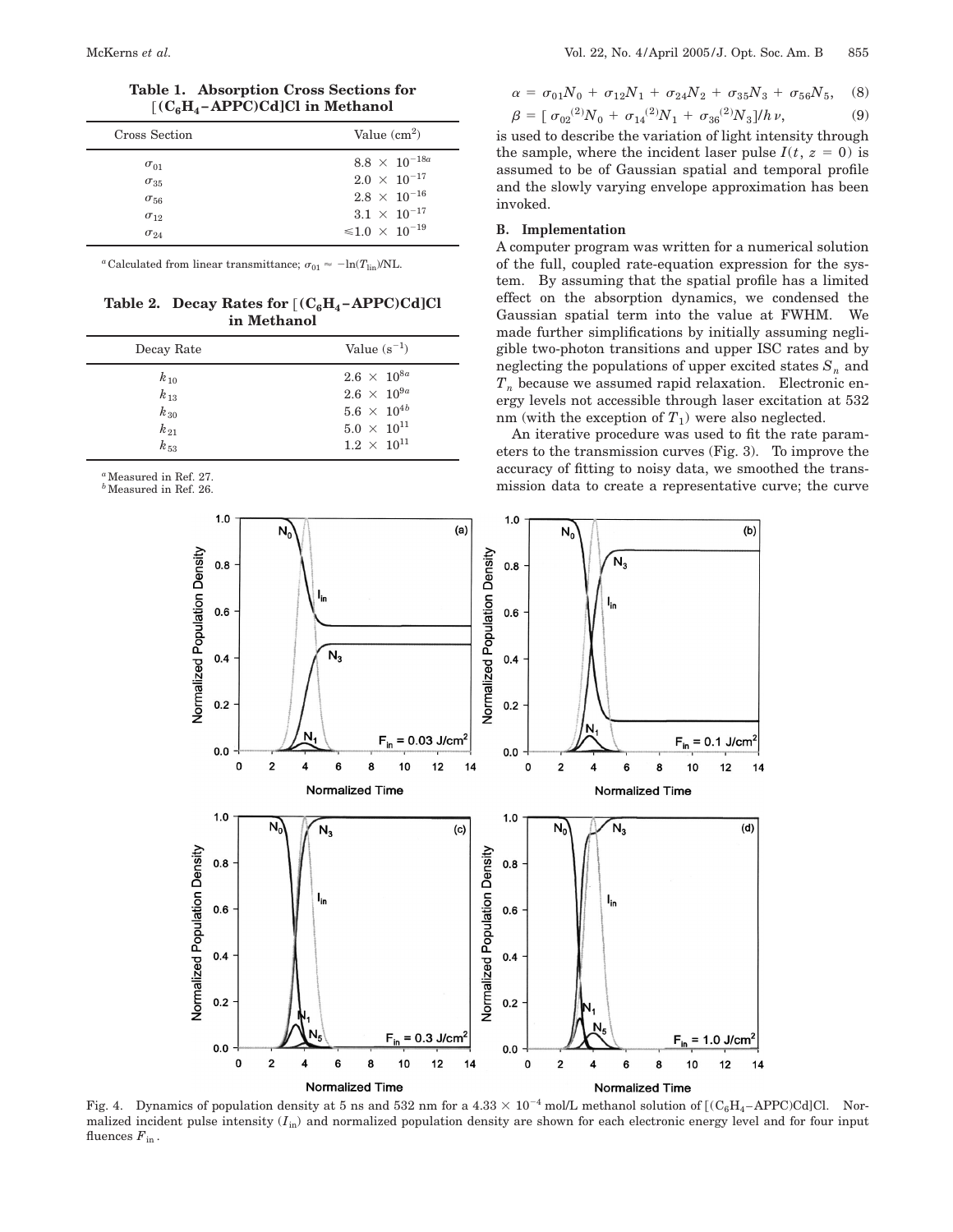**Table 1. Absorption Cross Sections for $[(C_6H_4-APPC)Cd]Cl$ in Methanol**

| Cross Section | Value ($cm^2$) |
|---|---|
| $\sigma_{01}$ | $8.8 \times 10^{-18}$ [a] |
| $\sigma_{35}$ | $2.0 \times 10^{-17}$ |
| $\sigma_{56}$ | $2.8 \times 10^{-16}$ |
| $\sigma_{12}$ | $3.1 \times 10^{-17}$ |
| $\sigma_{24}$ | $\leqslant 1.0 \times 10^{-19}$ |

[a] Calculated from linear transmittance; $\sigma_{01} \approx -\ln(T_{\text{lin}})/NL$.

**Table 2. Decay Rates for $[(C_6H_4-APPC)Cd]Cl$ in Methanol**

| Decay Rate | Value ($s^{-1}$) |
|---|---|
| $k_{10}$ | $2.6 \times 10^{8}$ [a] |
| $k_{13}$ | $2.6 \times 10^{9}$ [a] |
| $k_{30}$ | $5.6 \times 10^{4}$ [b] |
| $k_{21}$ | $5.0 \times 10^{11}$ |
| $k_{53}$ | $1.2 \times 10^{11}$ |

[a] Measured in Ref. 27.
[b] Measured in Ref. 26.

$$\alpha = \sigma_{01}N_0 + \sigma_{12}N_1 + \sigma_{24}N_2 + \sigma_{35}N_3 + \sigma_{56}N_5, \quad (8)$$

$$\beta = [\,\sigma_{02}^{(2)}N_0 + \sigma_{14}^{(2)}N_1 + \sigma_{36}^{(2)}N_3]/h\nu, \quad (9)$$

is used to describe the variation of light intensity through the sample, where the incident laser pulse $I(t, z = 0)$ is assumed to be of Gaussian spatial and temporal profile and the slowly varying envelope approximation has been invoked.

### B. Implementation

A computer program was written for a numerical solution of the full, coupled rate-equation expression for the system. By assuming that the spatial profile has a limited effect on the absorption dynamics, we condensed the Gaussian spatial term into the value at FWHM. We made further simplifications by initially assuming negligible two-photon transitions and upper ISC rates and by neglecting the populations of upper excited states $S_n$ and $T_n$ because we assumed rapid relaxation. Electronic energy levels not accessible through laser excitation at 532 nm (with the exception of $T_1$) were also neglected.

An iterative procedure was used to fit the rate parameters to the transmission curves (Fig. 3). To improve the accuracy of fitting to noisy data, we smoothed the transmission data to create a representative curve; the curve

Fig. 4. Dynamics of population density at 5 ns and 532 nm for a $4.33 \times 10^{-4}$ mol/L methanol solution of $[(C_6H_4-APPC)Cd]Cl$. Normalized incident pulse intensity ($I_{\text{in}}$) and normalized population density are shown for each electronic energy level and for four input fluences $F_{\text{in}}$.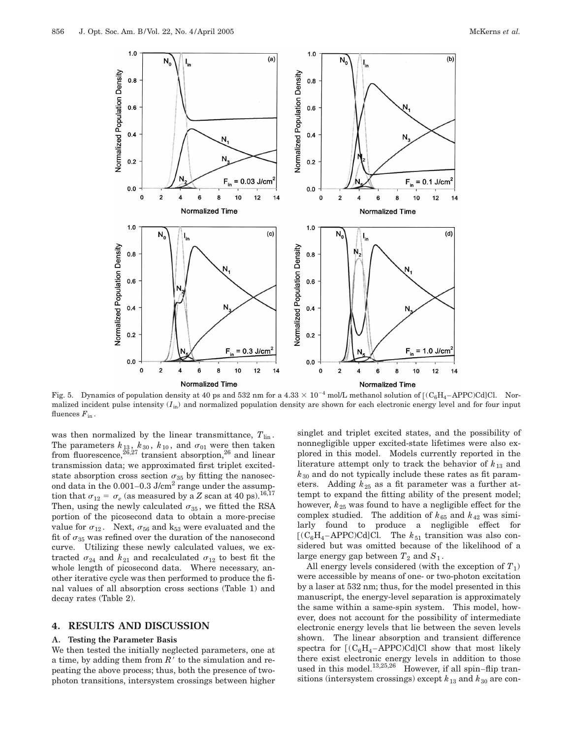Fig. 5. Dynamics of population density at 40 ps and 532 nm for a $4.33 \times 10^{-4}$ mol/L methanol solution of $[(C_6H_4\text{–APPC})Cd]Cl$. Normalized incident pulse intensity ($I_{in}$) and normalized population density are shown for each electronic energy level and for four input fluences $F_{in}$.

was then normalized by the linear transmittance, $T_{lin}$. The parameters $k_{13}$, $k_{30}$, $k_{10}$, and $\sigma_{01}$ were then taken from fluorescence,[26,27] transient absorption,[26] and linear transmission data; we approximated first triplet excited-state absorption cross section $\sigma_{35}$ by fitting the nanosecond data in the 0.001–0.3 J/cm$^2$ range under the assumption that $\sigma_{12} = \sigma_e$ (as measured by a Z scan at 40 ps).[16,17] Then, using the newly calculated $\sigma_{35}$, we fitted the RSA portion of the picosecond data to obtain a more-precise value for $\sigma_{12}$. Next, $\sigma_{56}$ and $k_{53}$ were evaluated and the fit of $\sigma_{35}$ was refined over the duration of the nanosecond curve. Utilizing these newly calculated values, we extracted $\sigma_{24}$ and $k_{21}$ and recalculated $\sigma_{12}$ to best fit the whole length of picosecond data. Where necessary, another iterative cycle was then performed to produce the final values of all absorption cross sections (Table 1) and decay rates (Table 2).

## 4. RESULTS AND DISCUSSION

### A. Testing the Parameter Basis

We then tested the initially neglected parameters, one at a time, by adding them from $R'$ to the simulation and repeating the above process; thus, both the presence of two-photon transitions, intersystem crossings between higher singlet and triplet excited states, and the possibility of nonnegligible upper excited-state lifetimes were also explored in this model. Models currently reported in the literature attempt only to track the behavior of $k_{13}$ and $k_{30}$ and do not typically include these rates as fit parameters. Adding $k_{25}$ as a fit parameter was a further attempt to expand the fitting ability of the present model; however, $k_{25}$ was found to have a negligible effect for the complex studied. The addition of $k_{65}$ and $k_{42}$ was similarly found to produce a negligible effect for $[(C_6H_4\text{–APPC})Cd]Cl$. The $k_{51}$ transition was also considered but was omitted because of the likelihood of a large energy gap between $T_2$ and $S_1$.

All energy levels considered (with the exception of $T_1$) were accessible by means of one- or two-photon excitation by a laser at 532 nm; thus, for the model presented in this manuscript, the energy-level separation is approximately the same within a same-spin system. This model, however, does not account for the possibility of intermediate electronic energy levels that lie between the seven levels shown. The linear absorption and transient difference spectra for $[(C_6H_4\text{–APPC})Cd]Cl$ show that most likely there exist electronic energy levels in addition to those used in this model.[13,25,26] However, if all spin–flip transitions (intersystem crossings) except $k_{13}$ and $k_{30}$ are con-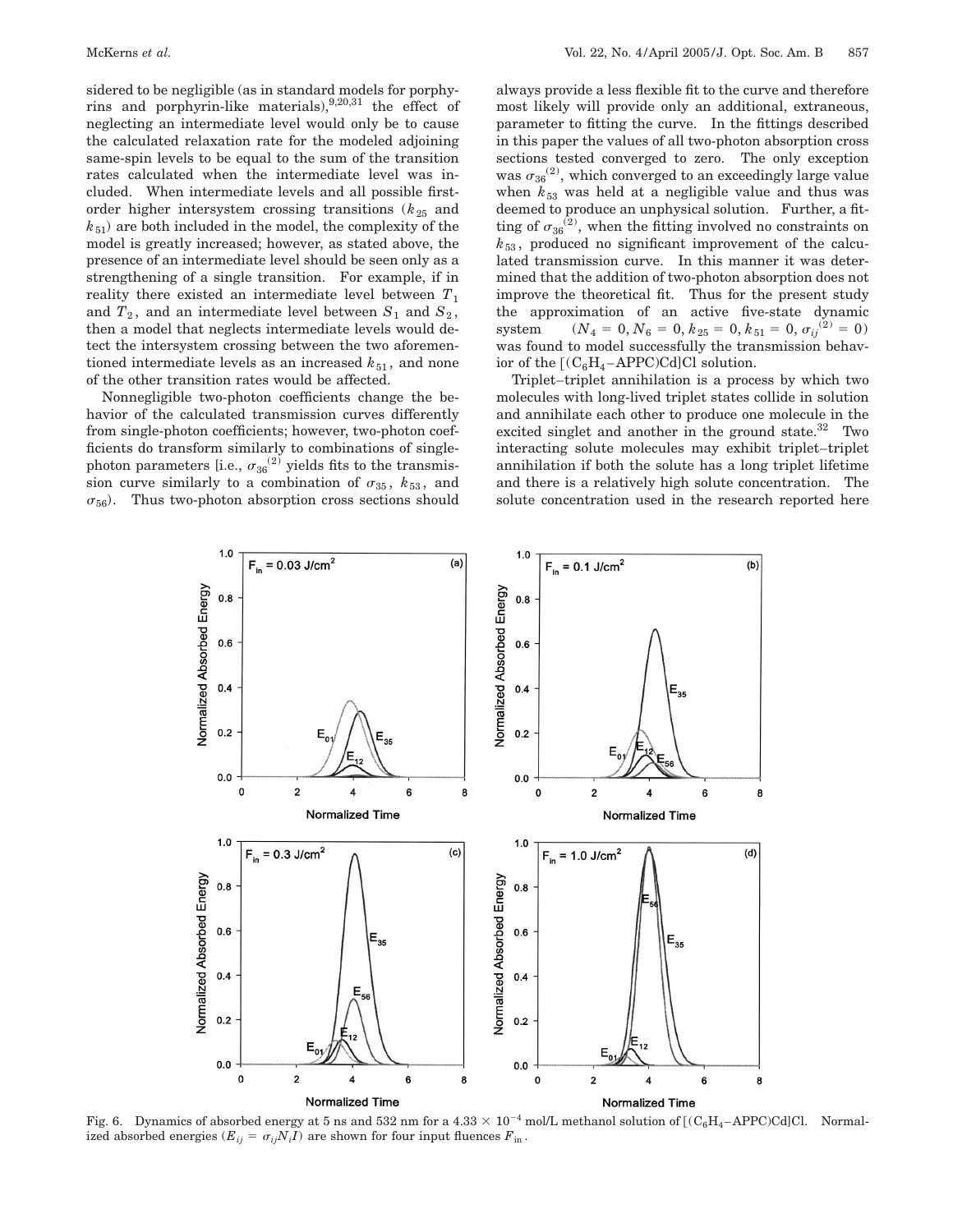sidered to be negligible (as in standard models for porphyrins and porphyrin-like materials),[9,20,31] the effect of neglecting an intermediate level would only be to cause the calculated relaxation rate for the modeled adjoining same-spin levels to be equal to the sum of the transition rates calculated when the intermediate level was included. When intermediate levels and all possible first-order higher intersystem crossing transitions ($k_{25}$ and $k_{51}$) are both included in the model, the complexity of the model is greatly increased; however, as stated above, the presence of an intermediate level should be seen only as a strengthening of a single transition. For example, if in reality there existed an intermediate level between $T_1$ and $T_2$, and an intermediate level between $S_1$ and $S_2$, then a model that neglects intermediate levels would detect the intersystem crossing between the two aforementioned intermediate levels as an increased $k_{51}$, and none of the other transition rates would be affected.

Nonnegligible two-photon coefficients change the behavior of the calculated transmission curves differently from single-photon coefficients; however, two-photon coefficients do transform similarly to combinations of single-photon parameters [i.e., $\sigma_{36}^{(2)}$ yields fits to the transmission curve similarly to a combination of $\sigma_{35}$, $k_{53}$, and $\sigma_{56}$). Thus two-photon absorption cross sections should always provide a less flexible fit to the curve and therefore most likely will provide only an additional, extraneous, parameter to fitting the curve. In the fittings described in this paper the values of all two-photon absorption cross sections tested converged to zero. The only exception was $\sigma_{36}^{(2)}$, which converged to an exceedingly large value when $k_{53}$ was held at a negligible value and thus was deemed to produce an unphysical solution. Further, a fitting of $\sigma_{36}^{(2)}$, when the fitting involved no constraints on $k_{53}$, produced no significant improvement of the calculated transmission curve. In this manner it was determined that the addition of two-photon absorption does not improve the theoretical fit. Thus for the present study the approximation of an active five-state dynamic system ($N_4 = 0, N_6 = 0, k_{25} = 0, k_{51} = 0, \sigma_{ij}^{(2)} = 0$) was found to model successfully the transmission behavior of the $[(C_6H_4\text{–APPC})Cd]Cl$ solution.

Triplet–triplet annihilation is a process by which two molecules with long-lived triplet states collide in solution and annihilate each other to produce one molecule in the excited singlet and another in the ground state.[32] Two interacting solute molecules may exhibit triplet–triplet annihilation if both the solute has a long triplet lifetime and there is a relatively high solute concentration. The solute concentration used in the research reported here

Fig. 6. Dynamics of absorbed energy at 5 ns and 532 nm for a $4.33 \times 10^{-4}$ mol/L methanol solution of $[(C_6H_4\text{–APPC})Cd]Cl$. Normalized absorbed energies ($E_{ij} = \sigma_{ij} N_i I$) are shown for four input fluences $F_{\text{in}}$.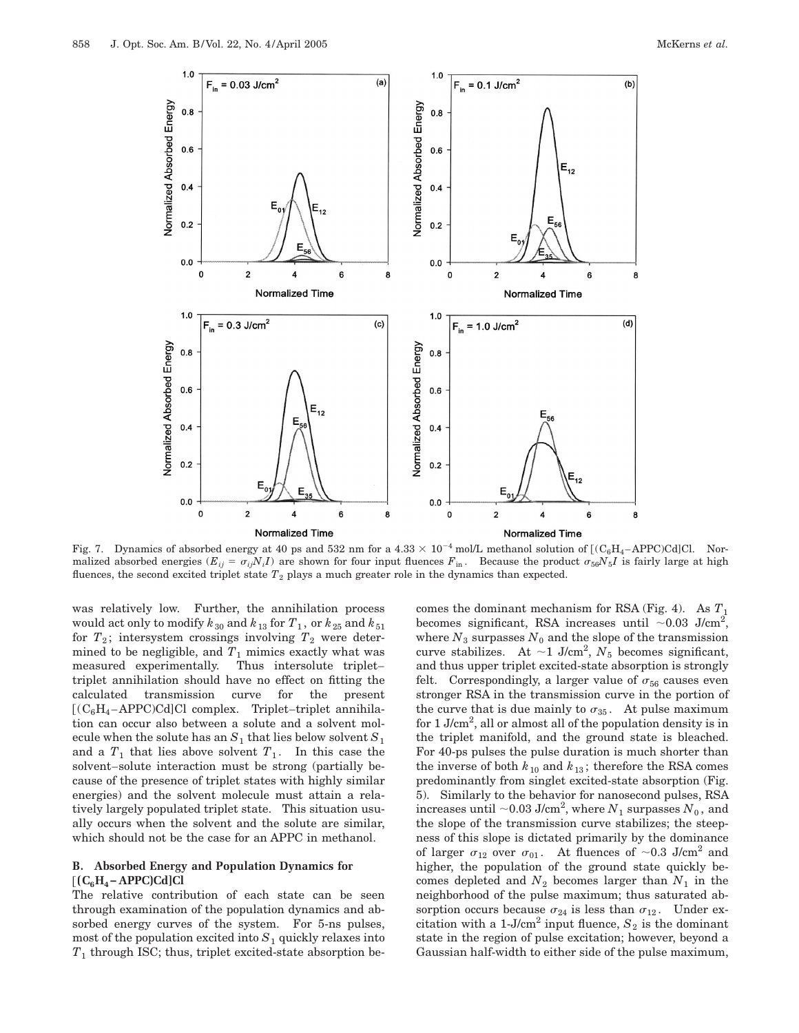Fig. 7. Dynamics of absorbed energy at 40 ps and 532 nm for a $4.33 \times 10^{-4}$ mol/L methanol solution of $[(C_6H_4\text{–APPC})Cd]Cl$. Normalized absorbed energies ($E_{ij} = \sigma_{ij} N_i I$) are shown for four input fluences $F_{\text{in}}$. Because the product $\sigma_{56} N_5 I$ is fairly large at high fluences, the second excited triplet state $T_2$ plays a much greater role in the dynamics than expected.

was relatively low. Further, the annihilation process would act only to modify $k_{30}$ and $k_{13}$ for $T_1$, or $k_{25}$ and $k_{51}$ for $T_2$; intersystem crossings involving $T_2$ were determined to be negligible, and $T_1$ mimics exactly what was measured experimentally. Thus intersolute triplet–triplet annihilation should have no effect on fitting the calculated transmission curve for the present $[(C_6H_4\text{–APPC})Cd]Cl$ complex. Triplet–triplet annihilation can occur also between a solute and a solvent molecule when the solute has an $S_1$ that lies below solvent $S_1$ and a $T_1$ that lies above solvent $T_1$. In this case the solvent–solute interaction must be strong (partially because of the presence of triplet states with highly similar energies) and the solvent molecule must attain a relatively largely populated triplet state. This situation usually occurs when the solvent and the solute are similar, which should not be the case for an APPC in methanol.

### B. Absorbed Energy and Population Dynamics for $[(C_6H_4\text{–APPC})Cd]Cl$

The relative contribution of each state can be seen through examination of the population dynamics and absorbed energy curves of the system. For 5-ns pulses, most of the population excited into $S_1$ quickly relaxes into $T_1$ through ISC; thus, triplet excited-state absorption becomes the dominant mechanism for RSA (Fig. 4). As $T_1$ becomes significant, RSA increases until $\sim$0.03 J/cm$^2$, where $N_3$ surpasses $N_0$ and the slope of the transmission curve stabilizes. At $\sim$1 J/cm$^2$, $N_5$ becomes significant, and thus upper triplet excited-state absorption is strongly felt. Correspondingly, a larger value of $\sigma_{56}$ causes even stronger RSA in the transmission curve in the portion of the curve that is due mainly to $\sigma_{35}$. At pulse maximum for 1 J/cm$^2$, all or almost all of the population density is in the triplet manifold, and the ground state is bleached. For 40-ps pulses the pulse duration is much shorter than the inverse of both $k_{10}$ and $k_{13}$; therefore the RSA comes predominantly from singlet excited-state absorption (Fig. 5). Similarly to the behavior for nanosecond pulses, RSA increases until $\sim$0.03 J/cm$^2$, where $N_1$ surpasses $N_0$, and the slope of the transmission curve stabilizes; the steepness of this slope is dictated primarily by the dominance of larger $\sigma_{12}$ over $\sigma_{01}$. At fluences of $\sim$0.3 J/cm$^2$ and higher, the population of the ground state quickly becomes depleted and $N_2$ becomes larger than $N_1$ in the neighborhood of the pulse maximum; thus saturated absorption occurs because $\sigma_{24}$ is less than $\sigma_{12}$. Under excitation with a 1-J/cm$^2$ input fluence, $S_2$ is the dominant state in the region of pulse excitation; however, beyond a Gaussian half-width to either side of the pulse maximum,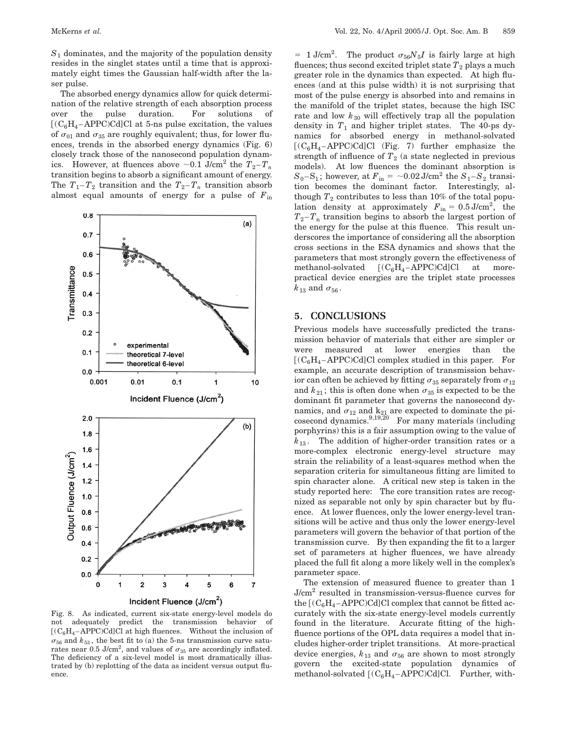$S_1$ dominates, and the majority of the population density resides in the singlet states until a time that is approximately eight times the Gaussian half-width after the laser pulse.

The absorbed energy dynamics allow for quick determination of the relative strength of each absorption process over the pulse duration. For solutions of $[(C_6H_4\text{–APPC})Cd]Cl$ at 5-ns pulse excitation, the values of $\sigma_{01}$ and $\sigma_{35}$ are roughly equivalent; thus, for lower fluences, trends in the absorbed energy dynamics (Fig. 6) closely track those of the nanosecond population dynamics. However, at fluences above $\sim 0.1\ \text{J/cm}^2$ the $T_2$–$T_n$ transition begins to absorb a significant amount of energy. The $T_1$–$T_2$ transition and the $T_2$–$T_n$ transition absorb almost equal amounts of energy for a pulse of $F_{\text{in}} = 1\ \text{J/cm}^2$. The product $\sigma_{56} N_5 I$ is fairly large at high fluences; thus second excited triplet state $T_2$ plays a much greater role in the dynamics than expected. At high fluences (and at this pulse width) it is not surprising that most of the pulse energy is absorbed into and remains in the manifold of the triplet states, because the high ISC rate and low $k_{30}$ will effectively trap all the population density in $T_1$ and higher triplet states. The 40-ps dynamics for absorbed energy in methanol-solvated $[(C_6H_4\text{–APPC})Cd]Cl$ (Fig. 7) further emphasize the strength of influence of $T_2$ (a state neglected in previous models). At low fluences the dominant absorption is $S_0$–$S_1$; however, at $F_{\text{in}} = \sim 0.02\ \text{J/cm}^2$ the $S_1$–$S_2$ transition becomes the dominant factor. Interestingly, although $T_2$ contributes to less than 10% of the total population density at approximately $F_{\text{in}} = 0.5\ \text{J/cm}^2$, the $T_2$–$T_n$ transition begins to absorb the largest portion of the energy for the pulse at this fluence. This result underscores the importance of considering all the absorption cross sections in the ESA dynamics and shows that the parameters that most strongly govern the effectiveness of methanol-solvated $[(C_6H_4\text{–APPC})Cd]Cl$ at more-practical device energies are the triplet state processes $k_{13}$ and $\sigma_{56}$.

Fig. 8. As indicated, current six-state energy-level models do not adequately predict the transmission behavior of $[(C_6H_4\text{–APPC})Cd]Cl$ at high fluences. Without the inclusion of $\sigma_{56}$ and $k_{53}$, the best fit to (a) the 5-ns transmission curve saturates near $0.5\ \text{J/cm}^2$, and values of $\sigma_{35}$ are accordingly inflated. The deficiency of a six-level model is most dramatically illustrated by (b) replotting of the data as incident versus output fluence.

## 5. CONCLUSIONS

Previous models have successfully predicted the transmission behavior of materials that either are simpler or were measured at lower energies than the $[(C_6H_4\text{–APPC})Cd]Cl$ complex studied in this paper. For example, an accurate description of transmission behavior can often be achieved by fitting $\sigma_{35}$ separately from $\sigma_{12}$ and $k_{21}$; this is often done when $\sigma_{35}$ is expected to be the dominant fit parameter that governs the nanosecond dynamics, and $\sigma_{12}$ and $k_{21}$ are expected to dominate the picosecond dynamics.[9,19,20] For many materials (including porphyrins) this is a fair assumption owing to the value of $k_{13}$. The addition of higher-order transition rates or a more-complex electronic energy-level structure may strain the reliability of a least-squares method when the separation criteria for simultaneous fitting are limited to spin character alone. A critical new step is taken in the study reported here: The core transition rates are recognized as separable not only by spin character but by fluence. At lower fluences, only the lower energy-level transitions will be active and thus only the lower energy-level parameters will govern the behavior of that portion of the transmission curve. By then expanding the fit to a larger set of parameters at higher fluences, we have already placed the full fit along a more likely well in the complex's parameter space.

The extension of measured fluence to greater than 1 $\text{J/cm}^2$ resulted in transmission-versus-fluence curves for the $[(C_6H_4\text{–APPC})Cd]Cl$ complex that cannot be fitted accurately with the six-state energy-level models currently found in the literature. Accurate fitting of the high-fluence portions of the OPL data requires a model that includes higher-order triplet transitions. At more-practical device energies, $k_{13}$ and $\sigma_{56}$ are shown to most strongly govern the excited-state population dynamics of methanol-solvated $[(C_6H_4\text{–APPC})Cd]Cl$. Further, with-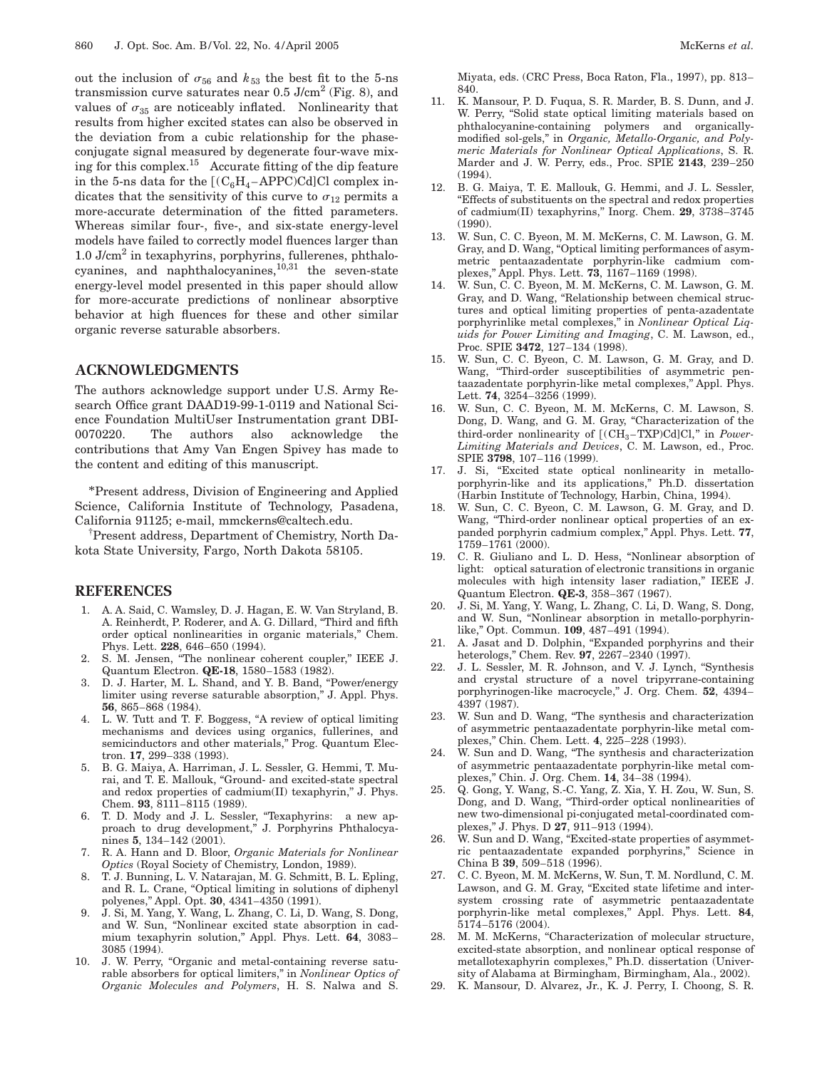out the inclusion of $\sigma_{56}$ and $k_{53}$ the best fit to the 5-ns transmission curve saturates near 0.5 J/cm$^2$ (Fig. 8), and values of $\sigma_{35}$ are noticeably inflated. Nonlinearity that results from higher excited states can also be observed in the deviation from a cubic relationship for the phase-conjugate signal measured by degenerate four-wave mixing for this complex.[15] Accurate fitting of the dip feature in the 5-ns data for the $[(C_6H_4-APPC)Cd]Cl$ complex indicates that the sensitivity of this curve to $\sigma_{12}$ permits a more-accurate determination of the fitted parameters. Whereas similar four-, five-, and six-state energy-level models have failed to correctly model fluences larger than 1.0 J/cm$^2$ in texaphyrins, porphyrins, fullerenes, phthalocyanines, and naphthalocyanines,[10,31] the seven-state energy-level model presented in this paper should allow for more-accurate predictions of nonlinear absorptive behavior at high fluences for these and other similar organic reverse saturable absorbers.

## ACKNOWLEDGMENTS

The authors acknowledge support under U.S. Army Research Office grant DAAD19-99-1-0119 and National Science Foundation MultiUser Instrumentation grant DBI-0070220. The authors also acknowledge the contributions that Amy Van Engen Spivey has made to the content and editing of this manuscript.

*Present address, Division of Engineering and Applied Science, California Institute of Technology, Pasadena, California 91125; e-mail, mmckerns@caltech.edu.

†Present address, Department of Chemistry, North Dakota State University, Fargo, North Dakota 58105.

## REFERENCES

1. A. A. Said, C. Wamsley, D. J. Hagan, E. W. Van Stryland, B. A. Reinherdt, P. Roderer, and A. G. Dillard, "Third and fifth order optical nonlinearities in organic materials," Chem. Phys. Lett. **228**, 646–650 (1994).
2. S. M. Jensen, "The nonlinear coherent coupler," IEEE J. Quantum Electron. **QE-18**, 1580–1583 (1982).
3. D. J. Harter, M. L. Shand, and Y. B. Band, "Power/energy limiter using reverse saturable absorption," J. Appl. Phys. **56**, 865–868 (1984).
4. L. W. Tutt and T. F. Boggess, "A review of optical limiting mechanisms and devices using organics, fullerines, and semiconductors and other materials," Prog. Quantum Electron. **17**, 299–338 (1993).
5. B. G. Maiya, A. Harriman, J. L. Sessler, G. Hemmi, T. Murai, and T. E. Mallouk, "Ground- and excited-state spectral and redox properties of cadmium(II) texaphyrin," J. Phys. Chem. **93**, 8111–8115 (1989).
6. T. D. Mody and J. L. Sessler, "Texaphyrins: a new approach to drug development," J. Porphyrins Phthalocyanines **5**, 134–142 (2001).
7. R. A. Hann and D. Bloor, *Organic Materials for Nonlinear Optics* (Royal Society of Chemistry, London, 1989).
8. T. J. Bunning, L. V. Natarajan, M. G. Schmitt, B. L. Epling, and R. L. Crane, "Optical limiting in solutions of diphenyl polyenes," Appl. Opt. **30**, 4341–4350 (1991).
9. J. Si, M. Yang, Y. Wang, L. Zhang, C. Li, D. Wang, S. Dong, and W. Sun, "Nonlinear excited state absorption in cadmium texaphyrin solution," Appl. Phys. Lett. **64**, 3083–3085 (1994).
10. J. W. Perry, "Organic and metal-containing reverse saturable absorbers for optical limiters," in *Nonlinear Optics of Organic Molecules and Polymers*, H. S. Nalwa and S. Miyata, eds. (CRC Press, Boca Raton, Fla., 1997), pp. 813–840.
11. K. Mansour, P. D. Fuqua, S. R. Marder, B. S. Dunn, and J. W. Perry, "Solid state optical limiting materials based on phthalocyanine-containing polymers and organically-modified sol-gels," in *Organic, Metallo-Organic, and Polymeric Materials for Nonlinear Optical Applications*, S. R. Marder and J. W. Perry, eds., Proc. SPIE **2143**, 239–250 (1994).
12. B. G. Maiya, T. E. Mallouk, G. Hemmi, and J. L. Sessler, "Effects of substituents on the spectral and redox properties of cadmium(II) texaphyrins," Inorg. Chem. **29**, 3738–3745 (1990).
13. W. Sun, C. C. Byeon, M. M. McKerns, C. M. Lawson, G. M. Gray, and D. Wang, "Optical limiting performances of asymmetric pentaazadentate porphyrin-like cadmium complexes," Appl. Phys. Lett. **73**, 1167–1169 (1998).
14. W. Sun, C. C. Byeon, M. M. McKerns, C. M. Lawson, G. M. Gray, and D. Wang, "Relationship between chemical structures and optical limiting properties of penta-azadentate porphyrinlike metal complexes," in *Nonlinear Optical Liquids for Power Limiting and Imaging*, C. M. Lawson, ed., Proc. SPIE **3472**, 127–134 (1998).
15. W. Sun, C. C. Byeon, C. M. Lawson, G. M. Gray, and D. Wang, "Third-order susceptibilities of asymmetric pentaazadentate porphyrin-like metal complexes," Appl. Phys. Lett. **74**, 3254–3256 (1999).
16. W. Sun, C. C. Byeon, M. M. McKerns, C. M. Lawson, S. Dong, D. Wang, and G. M. Gray, "Characterization of the third-order nonlinearity of $[(CH_3-TXP)Cd]Cl$," in *Power-Limiting Materials and Devices*, C. M. Lawson, ed., Proc. SPIE **3798**, 107–116 (1999).
17. J. Si, "Excited state optical nonlinearity in metalloporphyrin-like and its applications," Ph.D. dissertation (Harbin Institute of Technology, Harbin, China, 1994).
18. W. Sun, C. C. Byeon, C. M. Lawson, G. M. Gray, and D. Wang, "Third-order nonlinear optical properties of an expanded porphyrin cadmium complex," Appl. Phys. Lett. **77**, 1759–1761 (2000).
19. C. R. Giuliano and L. D. Hess, "Nonlinear absorption of light: optical saturation of electronic transitions in organic molecules with high intensity laser radiation," IEEE J. Quantum Electron. **QE-3**, 358–367 (1967).
20. J. Si, M. Yang, Y. Wang, L. Zhang, C. Li, D. Wang, S. Dong, and W. Sun, "Nonlinear absorption in metallo-porphyrin-like," Opt. Commun. **109**, 487–491 (1994).
21. A. Jasat and D. Dolphin, "Expanded porphyrins and their heterologs," Chem. Rev. **97**, 2267–2340 (1997).
22. J. L. Sessler, M. R. Johnson, and V. J. Lynch, "Synthesis and crystal structure of a novel tripyrrane-containing porphyrinogen-like macrocycle," J. Org. Chem. **52**, 4394–4397 (1987).
23. W. Sun and D. Wang, "The synthesis and characterization of asymmetric pentaazadentate porphyrin-like metal complexes," Chin. Chem. Lett. **4**, 225–228 (1993).
24. W. Sun and D. Wang, "The synthesis and characterization of asymmetric pentaazadentate porphyrin-like metal complexes," Chin. J. Org. Chem. **14**, 34–38 (1994).
25. Q. Gong, Y. Wang, S.-C. Yang, Z. Xia, Y. H. Zou, W. Sun, S. Dong, and D. Wang, "Third-order optical nonlinearities of new two-dimensional pi-conjugated metal-coordinated complexes," J. Phys. D **27**, 911–913 (1994).
26. W. Sun and D. Wang, "Excited-state properties of asymmetric pentaazadentate expanded porphyrins," Science in China B **39**, 509–518 (1996).
27. C. C. Byeon, M. M. McKerns, W. Sun, T. M. Nordlund, C. M. Lawson, and G. M. Gray, "Excited state lifetime and intersystem crossing rate of asymmetric pentaazadentate porphyrin-like metal complexes," Appl. Phys. Lett. **84**, 5174–5176 (2004).
28. M. M. McKerns, "Characterization of molecular structure, excited-state absorption, and nonlinear optical response of metallotexaphyrin complexes," Ph.D. dissertation (University of Alabama at Birmingham, Birmingham, Ala., 2002).
29. K. Mansour, D. Alvarez, Jr., K. J. Perry, I. Choong, S. R.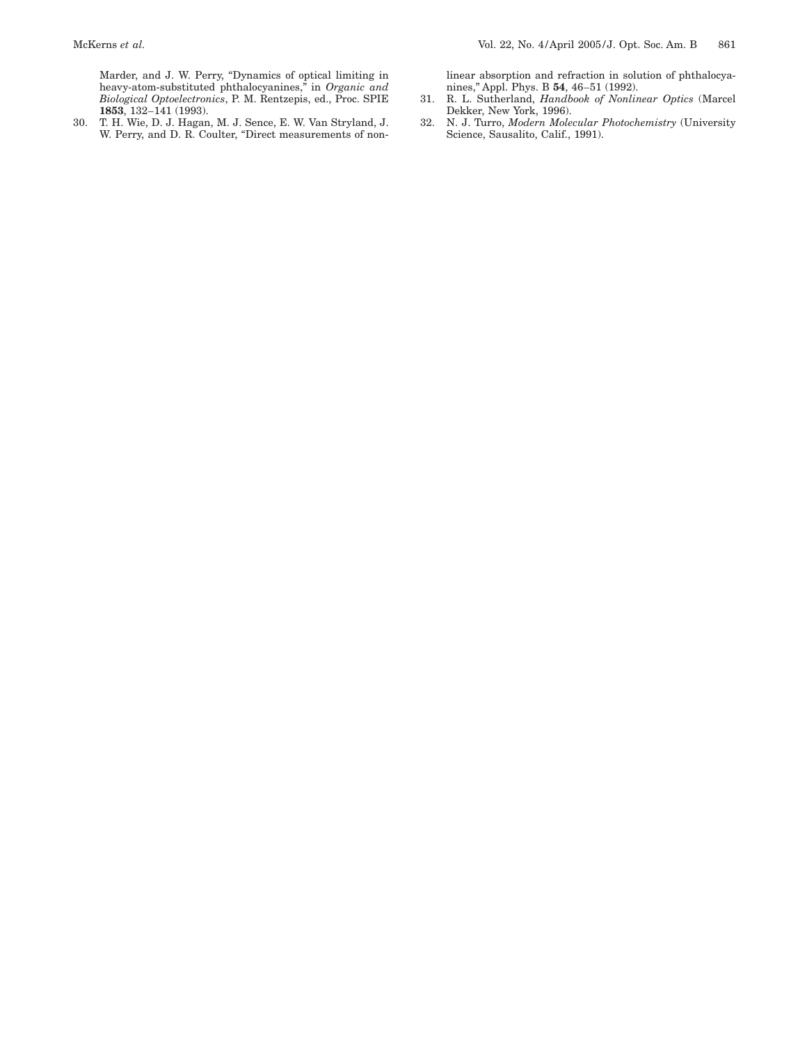Marder, and J. W. Perry, "Dynamics of optical limiting in heavy-atom-substituted phthalocyanines," in *Organic and Biological Optoelectronics*, P. M. Rentzepis, ed., Proc. SPIE **1853**, 132–141 (1993).

30. T. H. Wie, D. J. Hagan, M. J. Sence, E. W. Van Stryland, J. W. Perry, and D. R. Coulter, "Direct measurements of nonlinear absorption and refraction in solution of phthalocyanines," Appl. Phys. B **54**, 46–51 (1992).
31. R. L. Sutherland, *Handbook of Nonlinear Optics* (Marcel Dekker, New York, 1996).
32. N. J. Turro, *Modern Molecular Photochemistry* (University Science, Sausalito, Calif., 1991).